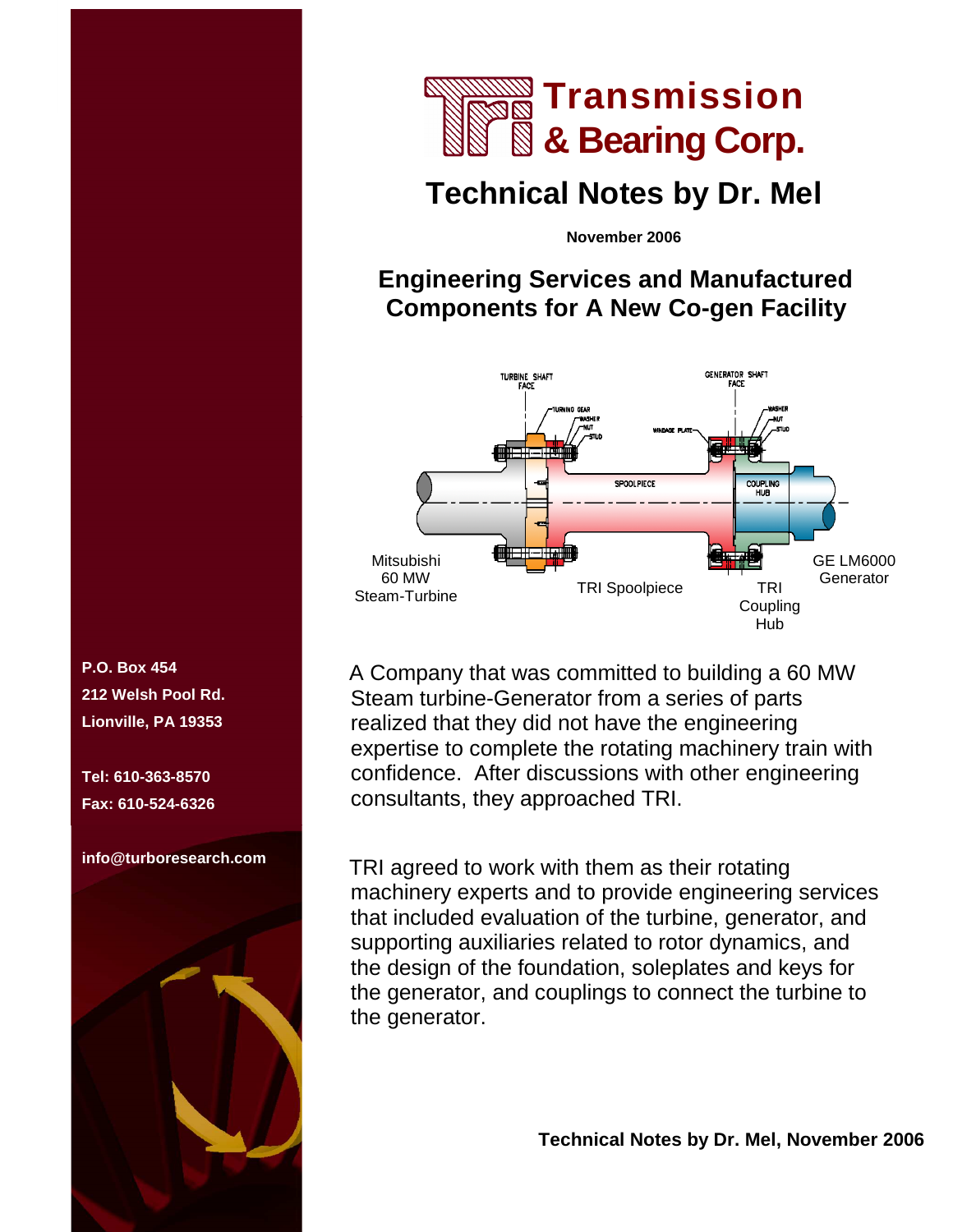# Transmission & Bearing Corp.

## Technical Notes by Dr. Mel

**November 2006**

### Engineering Services and Manufactured Components for A New Co-gen Facility

TURBINE SHAFT FACE

GENERATOR SHAFT FACE

TURNING GEAR
WASHER
NUT
STUD

WINDAGE PLATE

WASHER
NUT
STUD

SPOOLPIECE

COUPLING HUB

Mitsubishi 60 MW Steam-Turbine

TRI Spoolpiece

TRI Coupling Hub

GE LM6000 Generator

**P.O. Box 454**
**212 Welsh Pool Rd.**
**Lionville, PA 19353**

**Tel: 610-363-8570**
**Fax: 610-524-6326**

**info@turboresearch.com**

A Company that was committed to building a 60 MW Steam turbine-Generator from a series of parts realized that they did not have the engineering expertise to complete the rotating machinery train with confidence. After discussions with other engineering consultants, they approached TRI.

TRI agreed to work with them as their rotating machinery experts and to provide engineering services that included evaluation of the turbine, generator, and supporting auxiliaries related to rotor dynamics, and the design of the foundation, soleplates and keys for the generator, and couplings to connect the turbine to the generator.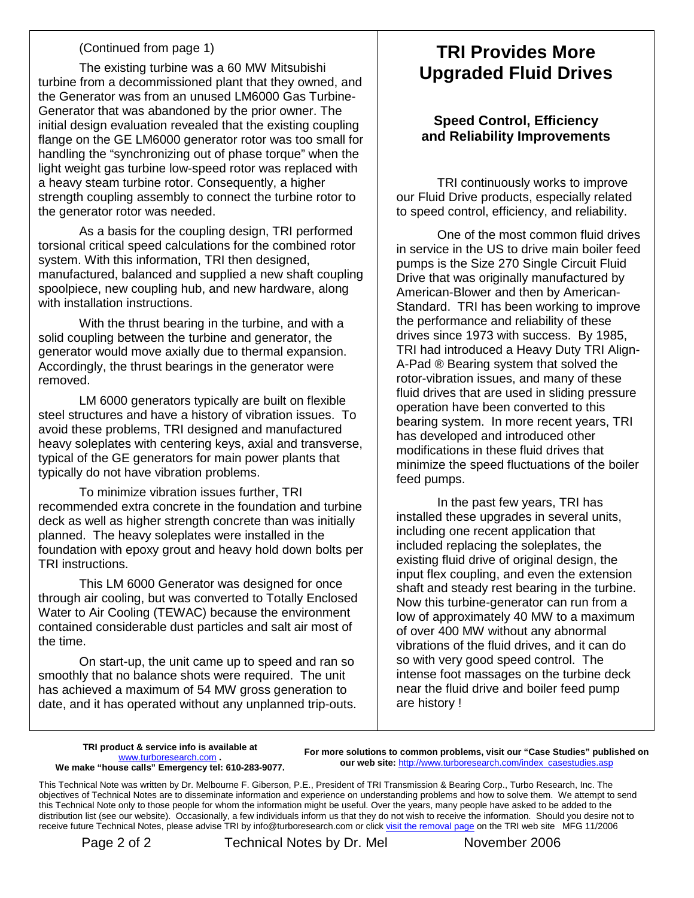(Continued from page 1)

The existing turbine was a 60 MW Mitsubishi turbine from a decommissioned plant that they owned, and the Generator was from an unused LM6000 Gas Turbine-Generator that was abandoned by the prior owner. The initial design evaluation revealed that the existing coupling flange on the GE LM6000 generator rotor was too small for handling the "synchronizing out of phase torque" when the light weight gas turbine low-speed rotor was replaced with a heavy steam turbine rotor. Consequently, a higher strength coupling assembly to connect the turbine rotor to the generator rotor was needed.

As a basis for the coupling design, TRI performed torsional critical speed calculations for the combined rotor system. With this information, TRI then designed, manufactured, balanced and supplied a new shaft coupling spoolpiece, new coupling hub, and new hardware, along with installation instructions.

With the thrust bearing in the turbine, and with a solid coupling between the turbine and generator, the generator would move axially due to thermal expansion. Accordingly, the thrust bearings in the generator were removed.

LM 6000 generators typically are built on flexible steel structures and have a history of vibration issues. To avoid these problems, TRI designed and manufactured heavy soleplates with centering keys, axial and transverse, typical of the GE generators for main power plants that typically do not have vibration problems.

To minimize vibration issues further, TRI recommended extra concrete in the foundation and turbine deck as well as higher strength concrete than was initially planned. The heavy soleplates were installed in the foundation with epoxy grout and heavy hold down bolts per TRI instructions.

This LM 6000 Generator was designed for once through air cooling, but was converted to Totally Enclosed Water to Air Cooling (TEWAC) because the environment contained considerable dust particles and salt air most of the time.

On start-up, the unit came up to speed and ran so smoothly that no balance shots were required. The unit has achieved a maximum of 54 MW gross generation to date, and it has operated without any unplanned trip-outs.

# TRI Provides More Upgraded Fluid Drives

### Speed Control, Efficiency and Reliability Improvements

TRI continuously works to improve our Fluid Drive products, especially related to speed control, efficiency, and reliability.

One of the most common fluid drives in service in the US to drive main boiler feed pumps is the Size 270 Single Circuit Fluid Drive that was originally manufactured by American-Blower and then by American-Standard. TRI has been working to improve the performance and reliability of these drives since 1973 with success. By 1985, TRI had introduced a Heavy Duty TRI Align-A-Pad ® Bearing system that solved the rotor-vibration issues, and many of these fluid drives that are used in sliding pressure operation have been converted to this bearing system. In more recent years, TRI has developed and introduced other modifications in these fluid drives that minimize the speed fluctuations of the boiler feed pumps.

In the past few years, TRI has installed these upgrades in several units, including one recent application that included replacing the soleplates, the existing fluid drive of original design, the input flex coupling, and even the extension shaft and steady rest bearing in the turbine. Now this turbine-generator can run from a low of approximately 40 MW to a maximum of over 400 MW without any abnormal vibrations of the fluid drives, and it can do so with very good speed control. The intense foot massages on the turbine deck near the fluid drive and boiler feed pump are history !

**TRI product & service info is available at** www.turboresearch.com **.**
**We make "house calls" Emergency tel: 610-283-9077.**

**For more solutions to common problems, visit our "Case Studies" published on our web site:** http://www.turboresearch.com/index_casestudies.asp

This Technical Note was written by Dr. Melbourne F. Giberson, P.E., President of TRI Transmission & Bearing Corp., Turbo Research, Inc. The objectives of Technical Notes are to disseminate information and experience on understanding problems and how to solve them. We attempt to send this Technical Note only to those people for whom the information might be useful. Over the years, many people have asked to be added to the distribution list (see our website). Occasionally, a few individuals inform us that they do not wish to receive the information. Should you desire not to receive future Technical Notes, please advise TRI by info@turboresearch.com or click visit the removal page on the TRI web site MFG 11/2006